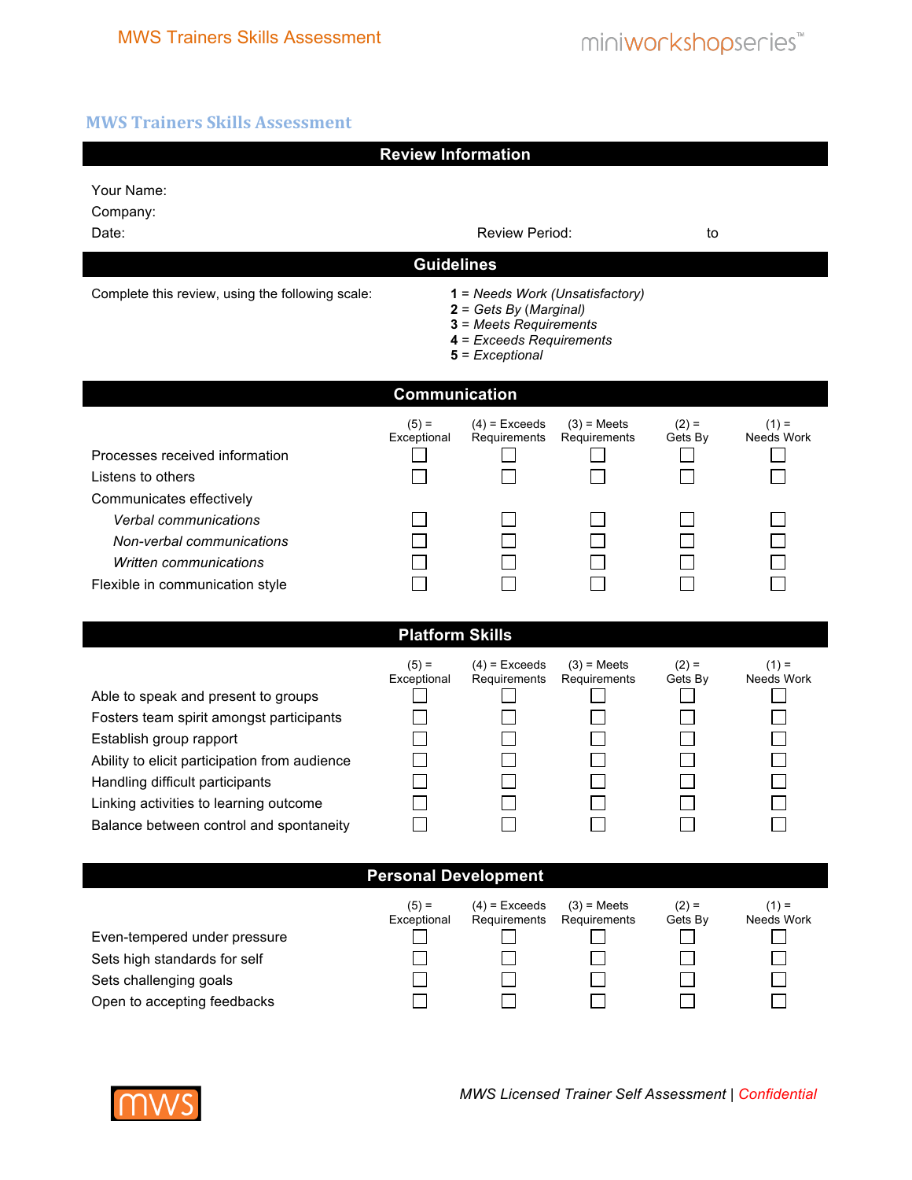# MWS Trainers Skills Assessment

## Review Information

Your Name:

Company:

Date: Review Period: to

## Guidelines

Complete this review, using the following scale:

**1** = *Needs Work (Unsatisfactory)*
**2** = *Gets By (Marginal)*
**3** = *Meets Requirements*
**4** = *Exceeds Requirements*
**5** = *Exceptional*

## Communication

| | (5) = Exceptional | (4) = Exceeds Requirements | (3) = Meets Requirements | (2) = Gets By | (1) = Needs Work |
|---|---|---|---|---|---|
| Processes received information | ☐ | ☐ | ☐ | ☐ | ☐ |
| Listens to others | ☐ | ☐ | ☐ | ☐ | ☐ |
| Communicates effectively | | | | | |
| *Verbal communications* | ☐ | ☐ | ☐ | ☐ | ☐ |
| *Non-verbal communications* | ☐ | ☐ | ☐ | ☐ | ☐ |
| *Written communications* | ☐ | ☐ | ☐ | ☐ | ☐ |
| Flexible in communication style | ☐ | ☐ | ☐ | ☐ | ☐ |

## Platform Skills

| | (5) = Exceptional | (4) = Exceeds Requirements | (3) = Meets Requirements | (2) = Gets By | (1) = Needs Work |
|---|---|---|---|---|---|
| Able to speak and present to groups | ☐ | ☐ | ☐ | ☐ | ☐ |
| Fosters team spirit amongst participants | ☐ | ☐ | ☐ | ☐ | ☐ |
| Establish group rapport | ☐ | ☐ | ☐ | ☐ | ☐ |
| Ability to elicit participation from audience | ☐ | ☐ | ☐ | ☐ | ☐ |
| Handling difficult participants | ☐ | ☐ | ☐ | ☐ | ☐ |
| Linking activities to learning outcome | ☐ | ☐ | ☐ | ☐ | ☐ |
| Balance between control and spontaneity | ☐ | ☐ | ☐ | ☐ | ☐ |

## Personal Development

| | (5) = Exceptional | (4) = Exceeds Requirements | (3) = Meets Requirements | (2) = Gets By | (1) = Needs Work |
|---|---|---|---|---|---|
| Even-tempered under pressure | ☐ | ☐ | ☐ | ☐ | ☐ |
| Sets high standards for self | ☐ | ☐ | ☐ | ☐ | ☐ |
| Sets challenging goals | ☐ | ☐ | ☐ | ☐ | ☐ |
| Open to accepting feedbacks | ☐ | ☐ | ☐ | ☐ | ☐ |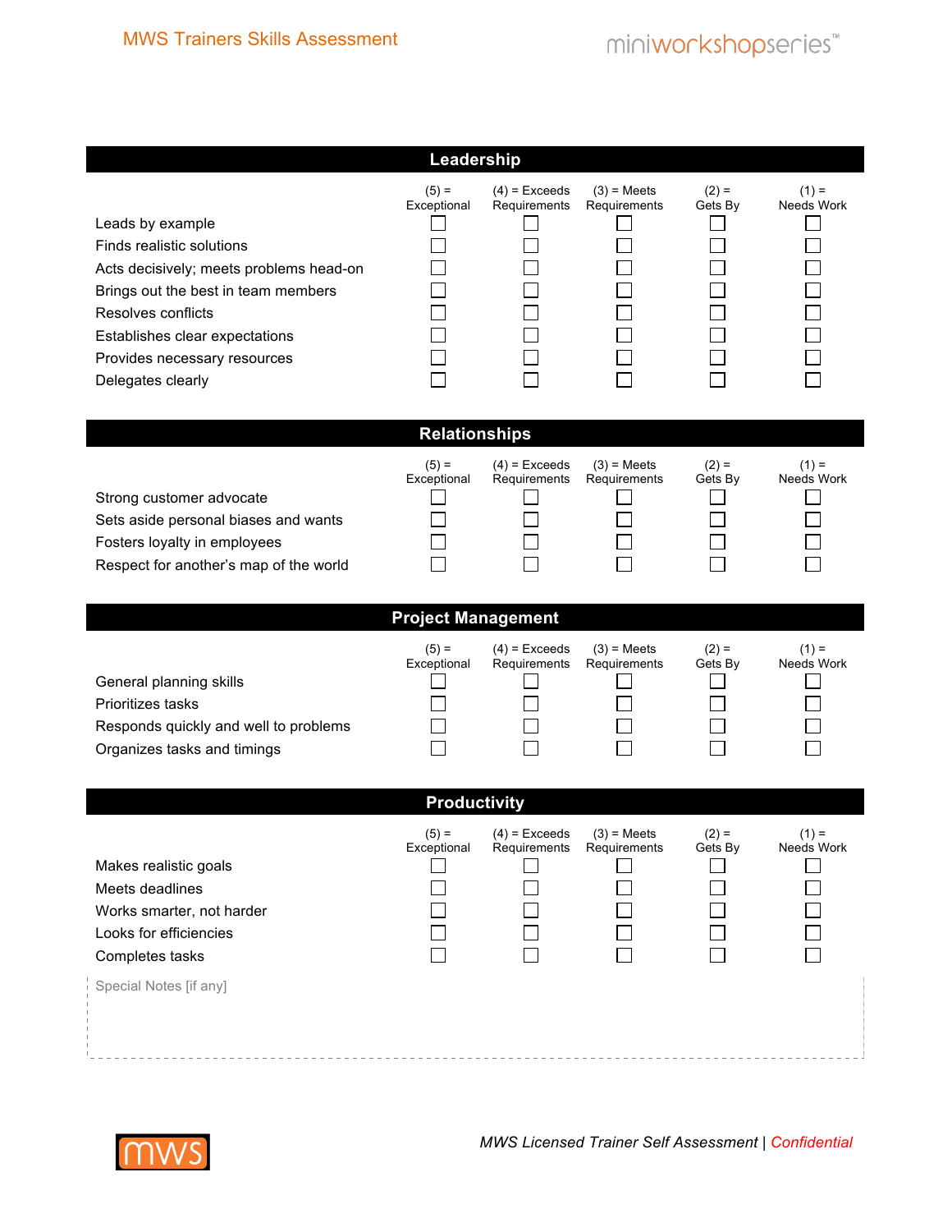MWS Trainers Skills Assessment

## Leadership

| | (5) = Exceptional | (4) = Exceeds Requirements | (3) = Meets Requirements | (2) = Gets By | (1) = Needs Work |
|---|---|---|---|---|---|
| Leads by example | ☐ | ☐ | ☐ | ☐ | ☐ |
| Finds realistic solutions | ☐ | ☐ | ☐ | ☐ | ☐ |
| Acts decisively; meets problems head-on | ☐ | ☐ | ☐ | ☐ | ☐ |
| Brings out the best in team members | ☐ | ☐ | ☐ | ☐ | ☐ |
| Resolves conflicts | ☐ | ☐ | ☐ | ☐ | ☐ |
| Establishes clear expectations | ☐ | ☐ | ☐ | ☐ | ☐ |
| Provides necessary resources | ☐ | ☐ | ☐ | ☐ | ☐ |
| Delegates clearly | ☐ | ☐ | ☐ | ☐ | ☐ |

## Relationships

| | (5) = Exceptional | (4) = Exceeds Requirements | (3) = Meets Requirements | (2) = Gets By | (1) = Needs Work |
|---|---|---|---|---|---|
| Strong customer advocate | ☐ | ☐ | ☐ | ☐ | ☐ |
| Sets aside personal biases and wants | ☐ | ☐ | ☐ | ☐ | ☐ |
| Fosters loyalty in employees | ☐ | ☐ | ☐ | ☐ | ☐ |
| Respect for another's map of the world | ☐ | ☐ | ☐ | ☐ | ☐ |

## Project Management

| | (5) = Exceptional | (4) = Exceeds Requirements | (3) = Meets Requirements | (2) = Gets By | (1) = Needs Work |
|---|---|---|---|---|---|
| General planning skills | ☐ | ☐ | ☐ | ☐ | ☐ |
| Prioritizes tasks | ☐ | ☐ | ☐ | ☐ | ☐ |
| Responds quickly and well to problems | ☐ | ☐ | ☐ | ☐ | ☐ |
| Organizes tasks and timings | ☐ | ☐ | ☐ | ☐ | ☐ |

## Productivity

| | (5) = Exceptional | (4) = Exceeds Requirements | (3) = Meets Requirements | (2) = Gets By | (1) = Needs Work |
|---|---|---|---|---|---|
| Makes realistic goals | ☐ | ☐ | ☐ | ☐ | ☐ |
| Meets deadlines | ☐ | ☐ | ☐ | ☐ | ☐ |
| Works smarter, not harder | ☐ | ☐ | ☐ | ☐ | ☐ |
| Looks for efficiencies | ☐ | ☐ | ☐ | ☐ | ☐ |
| Completes tasks | ☐ | ☐ | ☐ | ☐ | ☐ |

Special Notes [if any]